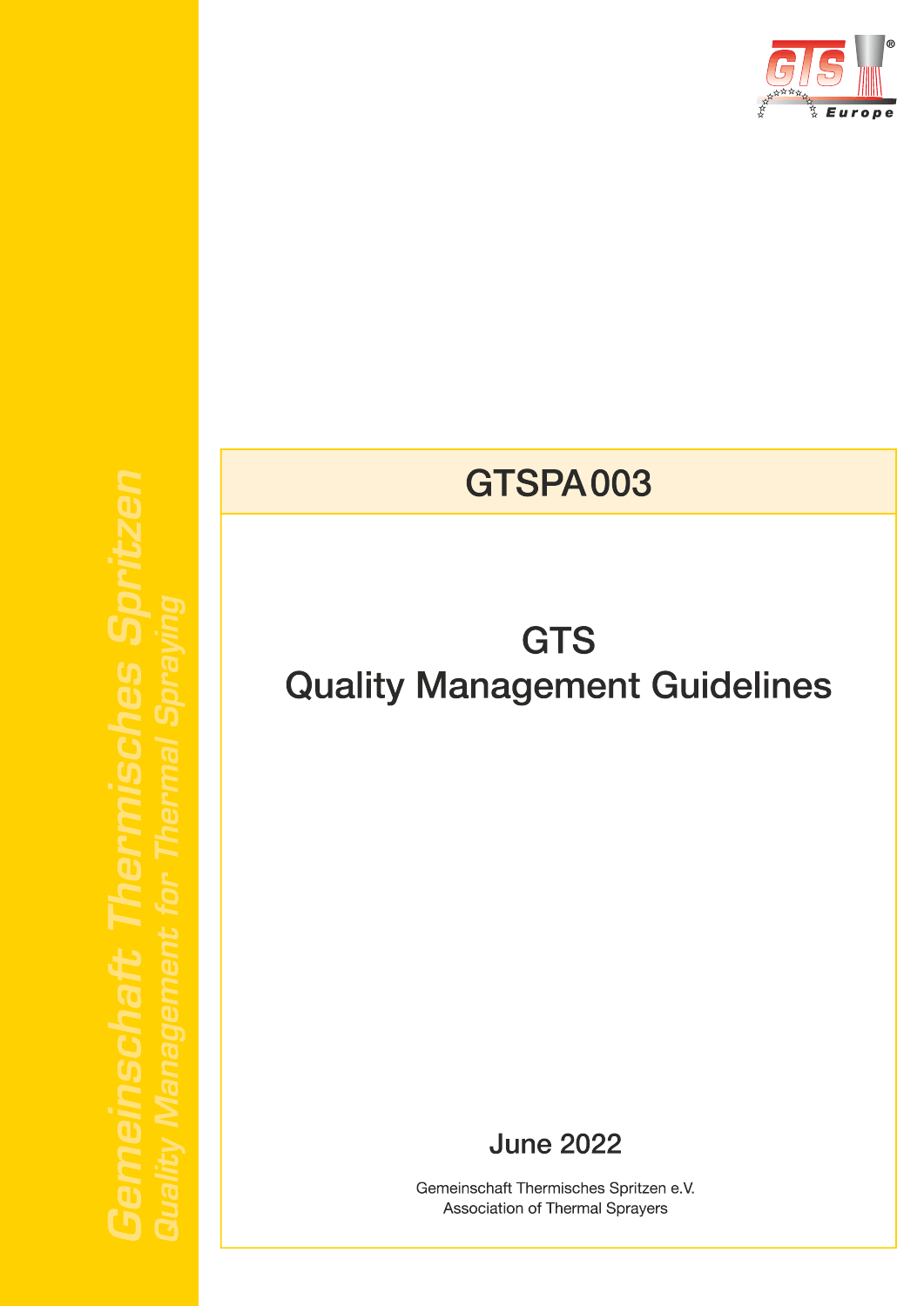Gemeinschaft Thermisches Spritzen

Quality Management for Thermal Spraying

GTS Europe

# GTSPA 003

# GTS Quality Management Guidelines

**June 2022**

Gemeinschaft Thermisches Spritzen e.V.
Association of Thermal Sprayers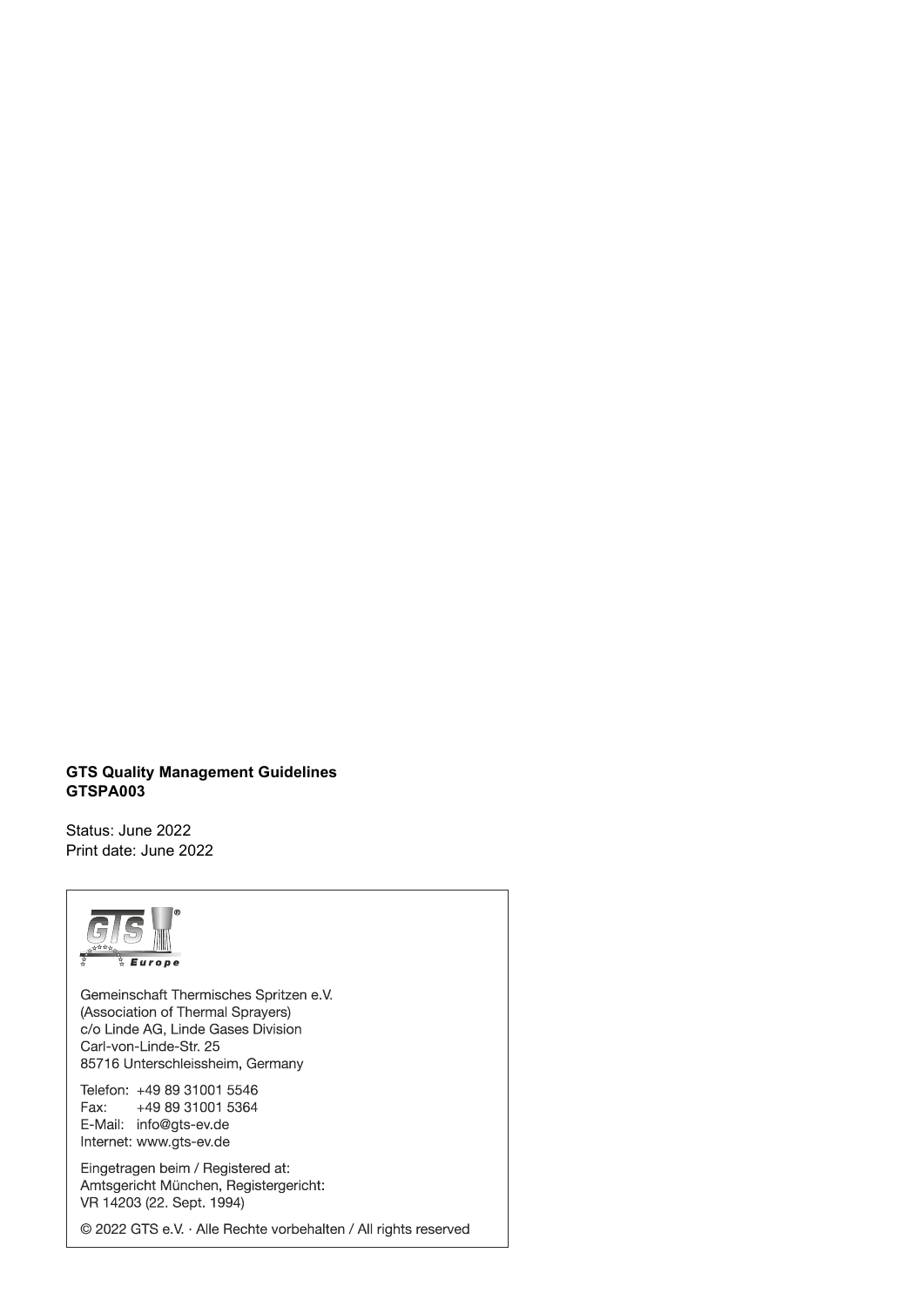**GTS Quality Management Guidelines**
**GTSPA003**

Status: June 2022
Print date: June 2022

Gemeinschaft Thermisches Spritzen e.V.
(Association of Thermal Sprayers)
c/o Linde AG, Linde Gases Division
Carl-von-Linde-Str. 25
85716 Unterschleissheim, Germany

Telefon: +49 89 31001 5546
Fax: +49 89 31001 5364
E-Mail: info@gts-ev.de
Internet: www.gts-ev.de

Eingetragen beim / Registered at:
Amtsgericht München, Registergericht:
VR 14203 (22. Sept. 1994)

© 2022 GTS e.V. · Alle Rechte vorbehalten / All rights reserved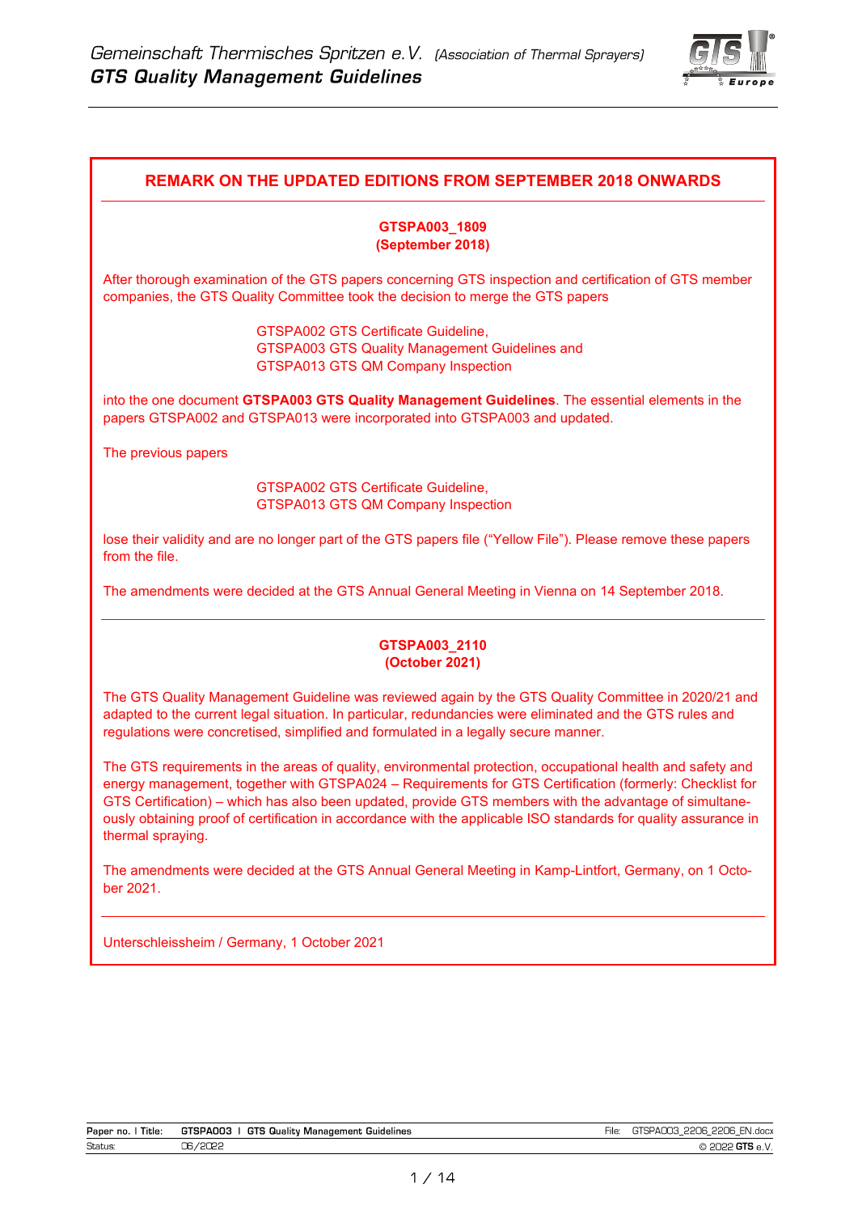## REMARK ON THE UPDATED EDITIONS FROM SEPTEMBER 2018 ONWARDS

**GTSPA003_1809**
**(September 2018)**

After thorough examination of the GTS papers concerning GTS inspection and certification of GTS member companies, the GTS Quality Committee took the decision to merge the GTS papers

GTSPA002 GTS Certificate Guideline,
GTSPA003 GTS Quality Management Guidelines and
GTSPA013 GTS QM Company Inspection

into the one document **GTSPA003 GTS Quality Management Guidelines**. The essential elements in the papers GTSPA002 and GTSPA013 were incorporated into GTSPA003 and updated.

The previous papers

GTSPA002 GTS Certificate Guideline,
GTSPA013 GTS QM Company Inspection

lose their validity and are no longer part of the GTS papers file ("Yellow File"). Please remove these papers from the file.

The amendments were decided at the GTS Annual General Meeting in Vienna on 14 September 2018.

**GTSPA003_2110**
**(October 2021)**

The GTS Quality Management Guideline was reviewed again by the GTS Quality Committee in 2020/21 and adapted to the current legal situation. In particular, redundancies were eliminated and the GTS rules and regulations were concretised, simplified and formulated in a legally secure manner.

The GTS requirements in the areas of quality, environmental protection, occupational health and safety and energy management, together with GTSPA024 – Requirements for GTS Certification (formerly: Checklist for GTS Certification) – which has also been updated, provide GTS members with the advantage of simultaneously obtaining proof of certification in accordance with the applicable ISO standards for quality assurance in thermal spraying.

The amendments were decided at the GTS Annual General Meeting in Kamp-Lintfort, Germany, on 1 October 2021.

Unterschleissheim / Germany, 1 October 2021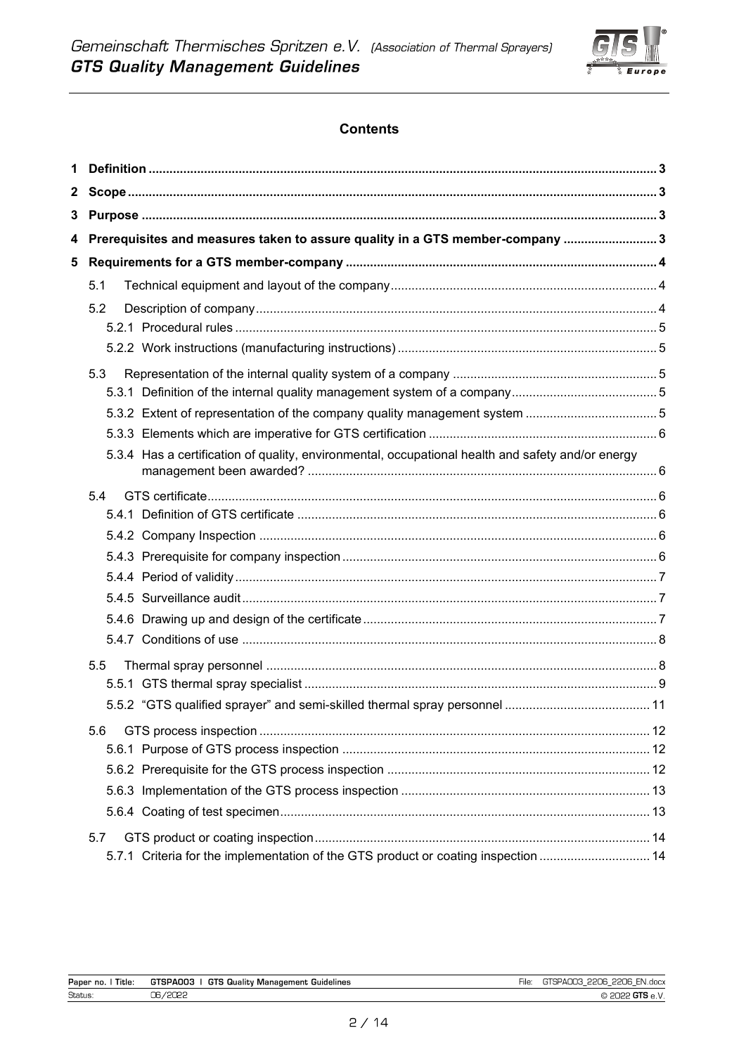## Contents

| | | |
|---|---|---|
| **1** | **Definition** | **3** |
| **2** | **Scope** | **3** |
| **3** | **Purpose** | **3** |
| **4** | **Prerequisites and measures taken to assure quality in a GTS member-company** | **3** |
| **5** | **Requirements for a GTS member-company** | **4** |
| 5.1 | Technical equipment and layout of the company | 4 |
| 5.2 | Description of company | 4 |
| 5.2.1 | Procedural rules | 5 |
| 5.2.2 | Work instructions (manufacturing instructions) | 5 |
| 5.3 | Representation of the internal quality system of a company | 5 |
| 5.3.1 | Definition of the internal quality management system of a company | 5 |
| 5.3.2 | Extent of representation of the company quality management system | 5 |
| 5.3.3 | Elements which are imperative for GTS certification | 6 |
| 5.3.4 | Has a certification of quality, environmental, occupational health and safety and/or energy management been awarded? | 6 |
| 5.4 | GTS certificate | 6 |
| 5.4.1 | Definition of GTS certificate | 6 |
| 5.4.2 | Company Inspection | 6 |
| 5.4.3 | Prerequisite for company inspection | 6 |
| 5.4.4 | Period of validity | 7 |
| 5.4.5 | Surveillance audit | 7 |
| 5.4.6 | Drawing up and design of the certificate | 7 |
| 5.4.7 | Conditions of use | 8 |
| 5.5 | Thermal spray personnel | 8 |
| 5.5.1 | GTS thermal spray specialist | 9 |
| 5.5.2 | "GTS qualified sprayer" and semi-skilled thermal spray personnel | 11 |
| 5.6 | GTS process inspection | 12 |
| 5.6.1 | Purpose of GTS process inspection | 12 |
| 5.6.2 | Prerequisite for the GTS process inspection | 12 |
| 5.6.3 | Implementation of the GTS process inspection | 13 |
| 5.6.4 | Coating of test specimen | 13 |
| 5.7 | GTS product or coating inspection | 14 |
| 5.7.1 | Criteria for the implementation of the GTS product or coating inspection | 14 |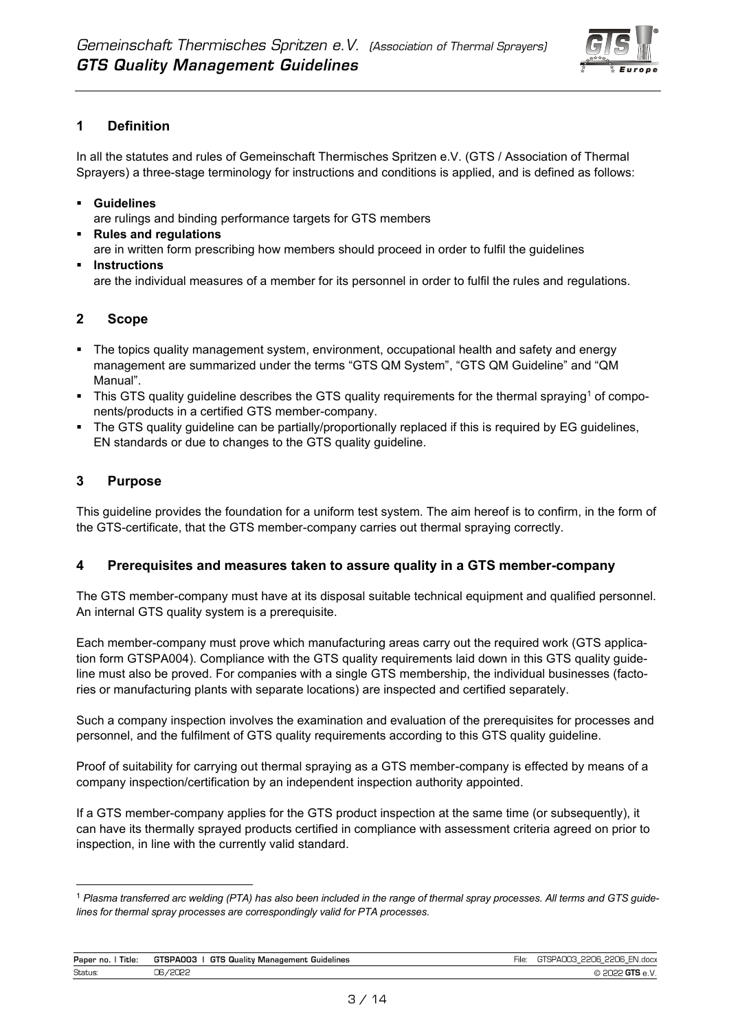## 1 Definition

In all the statutes and rules of Gemeinschaft Thermisches Spritzen e.V. (GTS / Association of Thermal Sprayers) a three-stage terminology for instructions and conditions is applied, and is defined as follows:

- **Guidelines**
  are rulings and binding performance targets for GTS members
- **Rules and regulations**
  are in written form prescribing how members should proceed in order to fulfil the guidelines
- **Instructions**
  are the individual measures of a member for its personnel in order to fulfil the rules and regulations.

## 2 Scope

- The topics quality management system, environment, occupational health and safety and energy management are summarized under the terms "GTS QM System", "GTS QM Guideline" and "QM Manual".
- This GTS quality guideline describes the GTS quality requirements for the thermal spraying[1] of components/products in a certified GTS member-company.
- The GTS quality guideline can be partially/proportionally replaced if this is required by EG guidelines, EN standards or due to changes to the GTS quality guideline.

## 3 Purpose

This guideline provides the foundation for a uniform test system. The aim hereof is to confirm, in the form of the GTS-certificate, that the GTS member-company carries out thermal spraying correctly.

## 4 Prerequisites and measures taken to assure quality in a GTS member-company

The GTS member-company must have at its disposal suitable technical equipment and qualified personnel. An internal GTS quality system is a prerequisite.

Each member-company must prove which manufacturing areas carry out the required work (GTS application form GTSPA004). Compliance with the GTS quality requirements laid down in this GTS quality guideline must also be proved. For companies with a single GTS membership, the individual businesses (factories or manufacturing plants with separate locations) are inspected and certified separately.

Such a company inspection involves the examination and evaluation of the prerequisites for processes and personnel, and the fulfilment of GTS quality requirements according to this GTS quality guideline.

Proof of suitability for carrying out thermal spraying as a GTS member-company is effected by means of a company inspection/certification by an independent inspection authority appointed.

If a GTS member-company applies for the GTS product inspection at the same time (or subsequently), it can have its thermally sprayed products certified in compliance with assessment criteria agreed on prior to inspection, in line with the currently valid standard.

---

[1] *Plasma transferred arc welding (PTA) has also been included in the range of thermal spray processes. All terms and GTS guidelines for thermal spray processes are correspondingly valid for PTA processes.*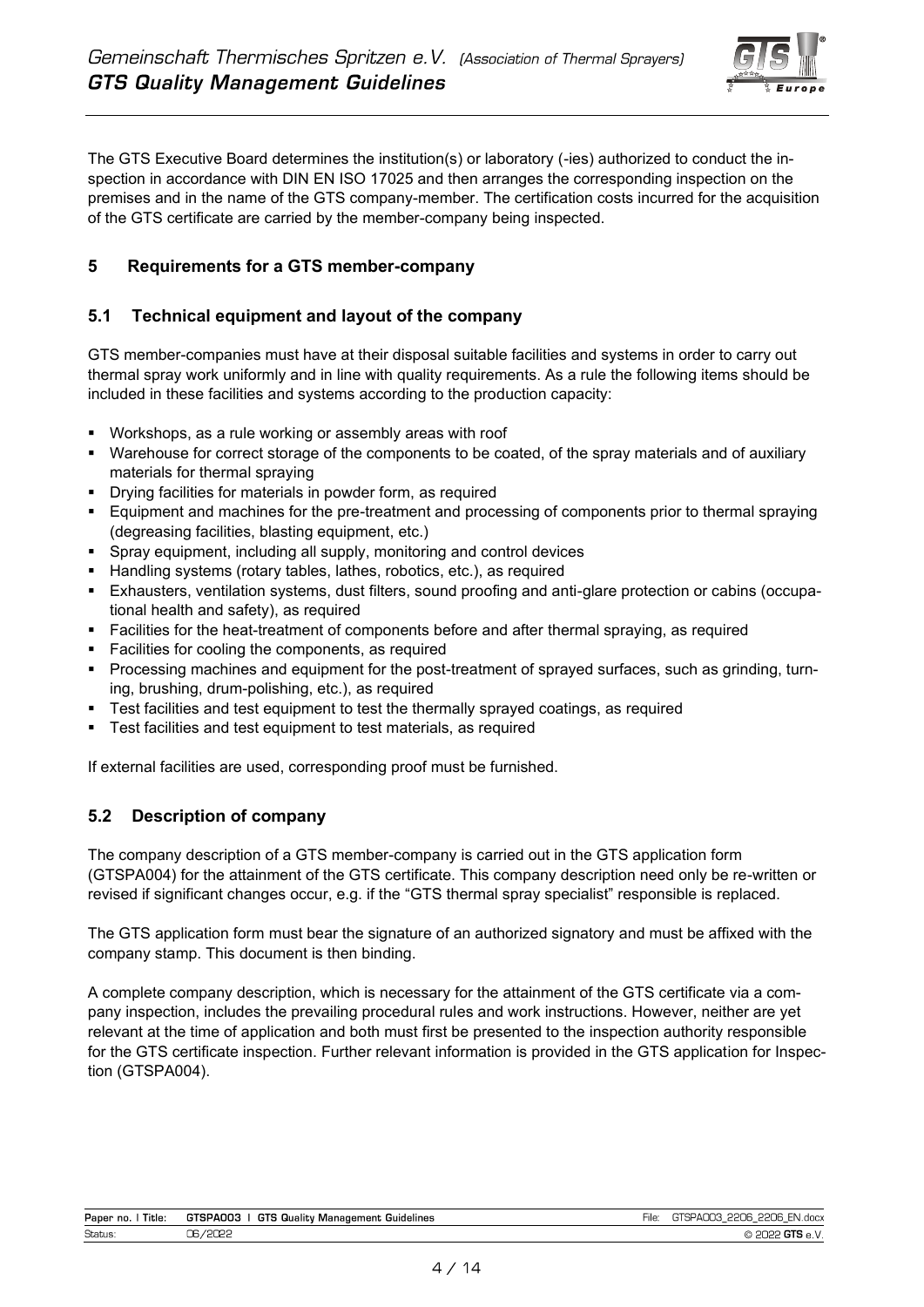The GTS Executive Board determines the institution(s) or laboratory (-ies) authorized to conduct the inspection in accordance with DIN EN ISO 17025 and then arranges the corresponding inspection on the premises and in the name of the GTS company-member. The certification costs incurred for the acquisition of the GTS certificate are carried by the member-company being inspected.

## 5 Requirements for a GTS member-company

### 5.1 Technical equipment and layout of the company

GTS member-companies must have at their disposal suitable facilities and systems in order to carry out thermal spray work uniformly and in line with quality requirements. As a rule the following items should be included in these facilities and systems according to the production capacity:

- Workshops, as a rule working or assembly areas with roof
- Warehouse for correct storage of the components to be coated, of the spray materials and of auxiliary materials for thermal spraying
- Drying facilities for materials in powder form, as required
- Equipment and machines for the pre-treatment and processing of components prior to thermal spraying (degreasing facilities, blasting equipment, etc.)
- Spray equipment, including all supply, monitoring and control devices
- Handling systems (rotary tables, lathes, robotics, etc.), as required
- Exhausters, ventilation systems, dust filters, sound proofing and anti-glare protection or cabins (occupational health and safety), as required
- Facilities for the heat-treatment of components before and after thermal spraying, as required
- Facilities for cooling the components, as required
- Processing machines and equipment for the post-treatment of sprayed surfaces, such as grinding, turning, brushing, drum-polishing, etc.), as required
- Test facilities and test equipment to test the thermally sprayed coatings, as required
- Test facilities and test equipment to test materials, as required

If external facilities are used, corresponding proof must be furnished.

### 5.2 Description of company

The company description of a GTS member-company is carried out in the GTS application form (GTSPA004) for the attainment of the GTS certificate. This company description need only be re-written or revised if significant changes occur, e.g. if the "GTS thermal spray specialist" responsible is replaced.

The GTS application form must bear the signature of an authorized signatory and must be affixed with the company stamp. This document is then binding.

A complete company description, which is necessary for the attainment of the GTS certificate via a company inspection, includes the prevailing procedural rules and work instructions. However, neither are yet relevant at the time of application and both must first be presented to the inspection authority responsible for the GTS certificate inspection. Further relevant information is provided in the GTS application for Inspection (GTSPA004).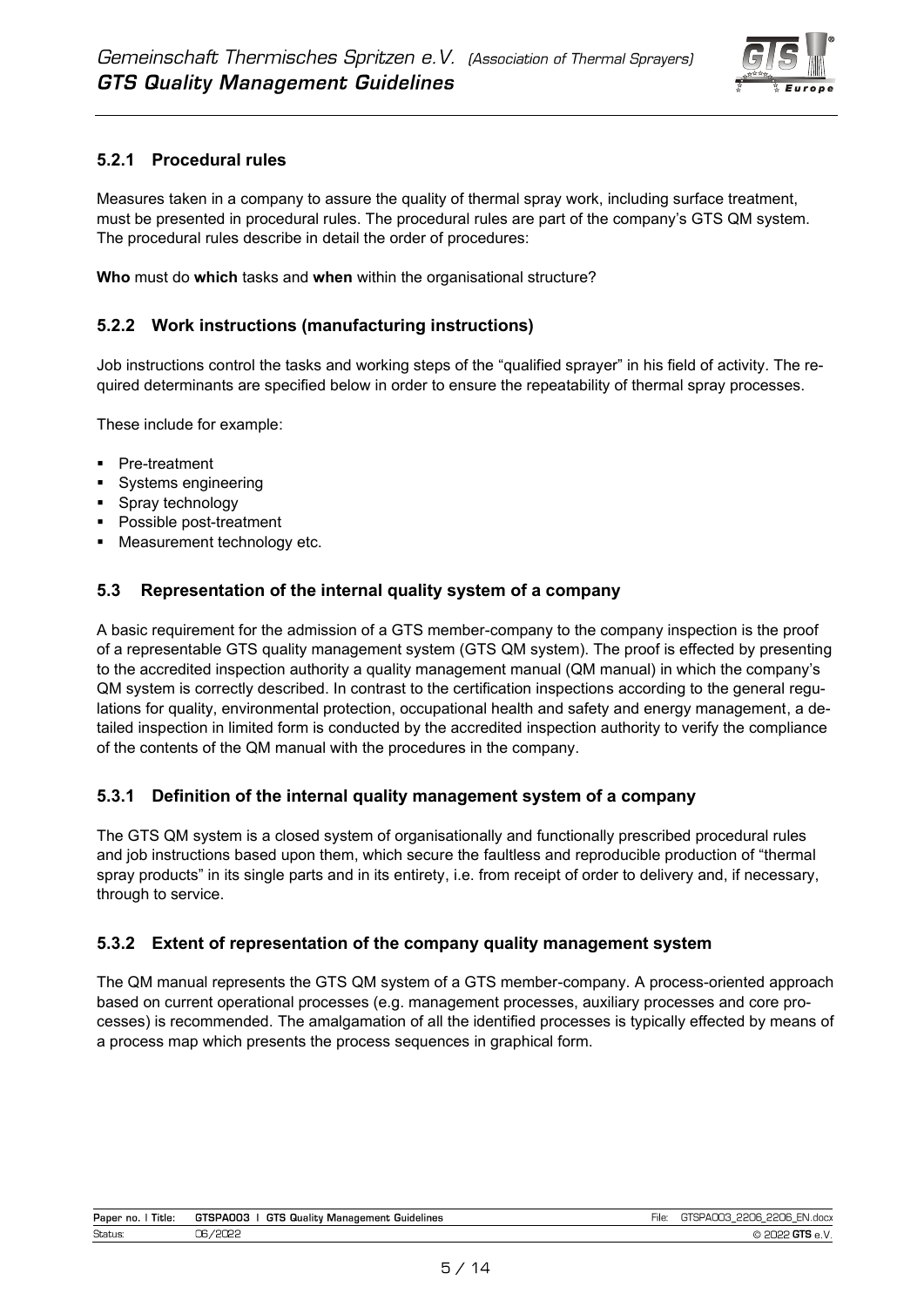### 5.2.1 Procedural rules

Measures taken in a company to assure the quality of thermal spray work, including surface treatment, must be presented in procedural rules. The procedural rules are part of the company's GTS QM system. The procedural rules describe in detail the order of procedures:

**Who** must do **which** tasks and **when** within the organisational structure?

### 5.2.2 Work instructions (manufacturing instructions)

Job instructions control the tasks and working steps of the "qualified sprayer" in his field of activity. The required determinants are specified below in order to ensure the repeatability of thermal spray processes.

These include for example:

- Pre-treatment
- Systems engineering
- Spray technology
- Possible post-treatment
- Measurement technology etc.

## 5.3 Representation of the internal quality system of a company

A basic requirement for the admission of a GTS member-company to the company inspection is the proof of a representable GTS quality management system (GTS QM system). The proof is effected by presenting to the accredited inspection authority a quality management manual (QM manual) in which the company's QM system is correctly described. In contrast to the certification inspections according to the general regulations for quality, environmental protection, occupational health and safety and energy management, a detailed inspection in limited form is conducted by the accredited inspection authority to verify the compliance of the contents of the QM manual with the procedures in the company.

### 5.3.1 Definition of the internal quality management system of a company

The GTS QM system is a closed system of organisationally and functionally prescribed procedural rules and job instructions based upon them, which secure the faultless and reproducible production of "thermal spray products" in its single parts and in its entirety, i.e. from receipt of order to delivery and, if necessary, through to service.

### 5.3.2 Extent of representation of the company quality management system

The QM manual represents the GTS QM system of a GTS member-company. A process-oriented approach based on current operational processes (e.g. management processes, auxiliary processes and core processes) is recommended. The amalgamation of all the identified processes is typically effected by means of a process map which presents the process sequences in graphical form.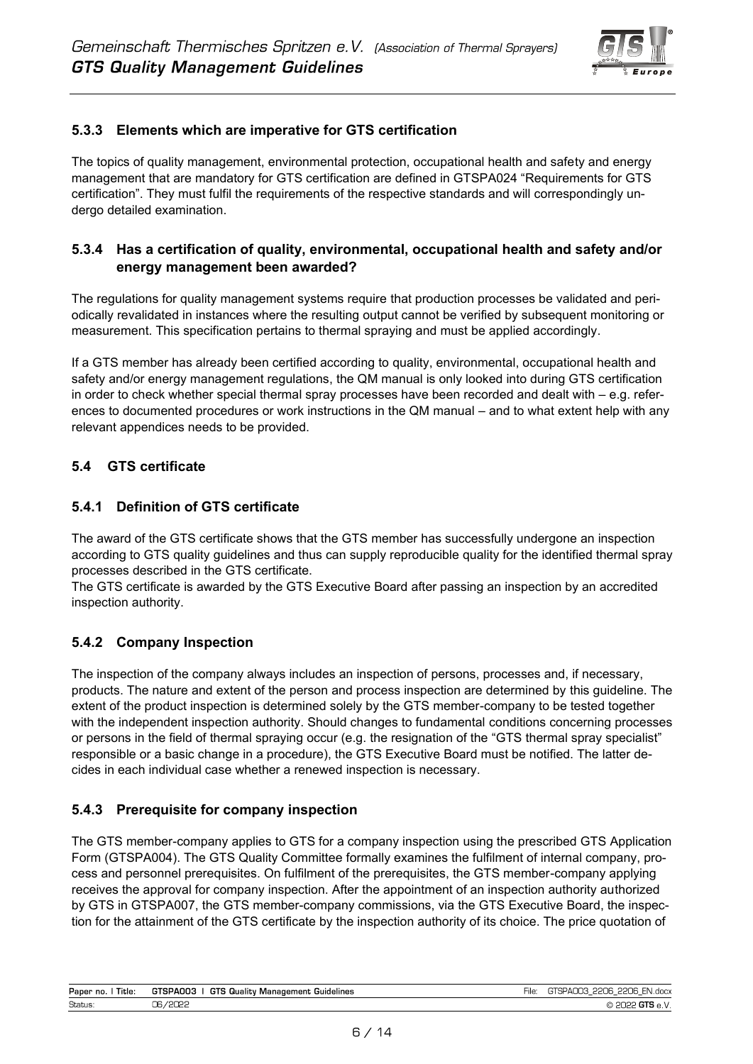### 5.3.3 Elements which are imperative for GTS certification

The topics of quality management, environmental protection, occupational health and safety and energy management that are mandatory for GTS certification are defined in GTSPA024 "Requirements for GTS certification". They must fulfil the requirements of the respective standards and will correspondingly undergo detailed examination.

### 5.3.4 Has a certification of quality, environmental, occupational health and safety and/or energy management been awarded?

The regulations for quality management systems require that production processes be validated and periodically revalidated in instances where the resulting output cannot be verified by subsequent monitoring or measurement. This specification pertains to thermal spraying and must be applied accordingly.

If a GTS member has already been certified according to quality, environmental, occupational health and safety and/or energy management regulations, the QM manual is only looked into during GTS certification in order to check whether special thermal spray processes have been recorded and dealt with – e.g. references to documented procedures or work instructions in the QM manual – and to what extent help with any relevant appendices needs to be provided.

## 5.4 GTS certificate

### 5.4.1 Definition of GTS certificate

The award of the GTS certificate shows that the GTS member has successfully undergone an inspection according to GTS quality guidelines and thus can supply reproducible quality for the identified thermal spray processes described in the GTS certificate.
The GTS certificate is awarded by the GTS Executive Board after passing an inspection by an accredited inspection authority.

### 5.4.2 Company Inspection

The inspection of the company always includes an inspection of persons, processes and, if necessary, products. The nature and extent of the person and process inspection are determined by this guideline. The extent of the product inspection is determined solely by the GTS member-company to be tested together with the independent inspection authority. Should changes to fundamental conditions concerning processes or persons in the field of thermal spraying occur (e.g. the resignation of the "GTS thermal spray specialist" responsible or a basic change in a procedure), the GTS Executive Board must be notified. The latter decides in each individual case whether a renewed inspection is necessary.

### 5.4.3 Prerequisite for company inspection

The GTS member-company applies to GTS for a company inspection using the prescribed GTS Application Form (GTSPA004). The GTS Quality Committee formally examines the fulfilment of internal company, process and personnel prerequisites. On fulfilment of the prerequisites, the GTS member-company applying receives the approval for company inspection. After the appointment of an inspection authority authorized by GTS in GTSPA007, the GTS member-company commissions, via the GTS Executive Board, the inspection for the attainment of the GTS certificate by the inspection authority of its choice. The price quotation of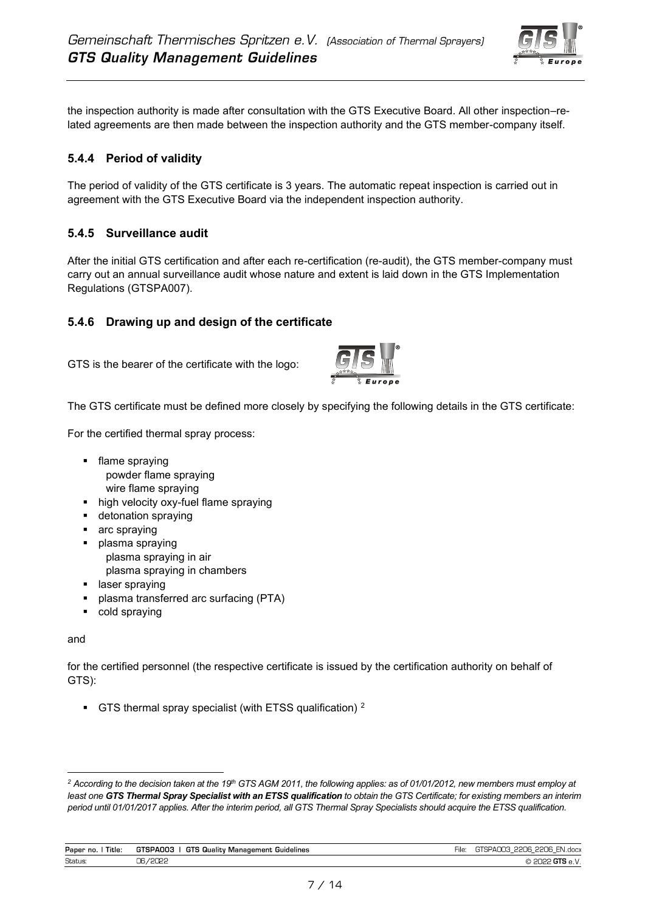the inspection authority is made after consultation with the GTS Executive Board. All other inspection–related agreements are then made between the inspection authority and the GTS member-company itself.

### 5.4.4 Period of validity

The period of validity of the GTS certificate is 3 years. The automatic repeat inspection is carried out in agreement with the GTS Executive Board via the independent inspection authority.

### 5.4.5 Surveillance audit

After the initial GTS certification and after each re-certification (re-audit), the GTS member-company must carry out an annual surveillance audit whose nature and extent is laid down in the GTS Implementation Regulations (GTSPA007).

### 5.4.6 Drawing up and design of the certificate

GTS is the bearer of the certificate with the logo:

The GTS certificate must be defined more closely by specifying the following details in the GTS certificate:

For the certified thermal spray process:

- flame spraying
  - powder flame spraying
  - wire flame spraying
- high velocity oxy-fuel flame spraying
- detonation spraying
- arc spraying
- plasma spraying
  - plasma spraying in air
  - plasma spraying in chambers
- laser spraying
- plasma transferred arc surfacing (PTA)
- cold spraying

and

for the certified personnel (the respective certificate is issued by the certification authority on behalf of GTS):

- GTS thermal spray specialist (with ETSS qualification) [2]

---

[2] *According to the decision taken at the 19th GTS AGM 2011, the following applies: as of 01/01/2012, new members must employ at least one **GTS Thermal Spray Specialist with an ETSS qualification** to obtain the GTS Certificate; for existing members an interim period until 01/01/2017 applies. After the interim period, all GTS Thermal Spray Specialists should acquire the ETSS qualification.*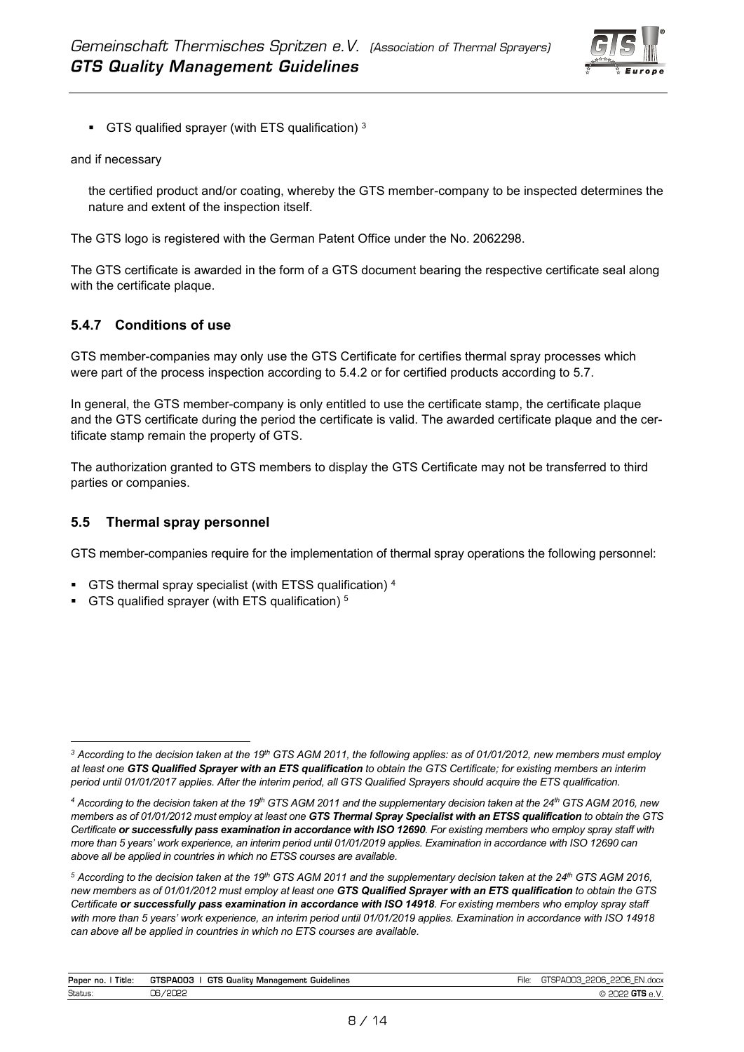- GTS qualified sprayer (with ETS qualification) [3]

and if necessary

the certified product and/or coating, whereby the GTS member-company to be inspected determines the nature and extent of the inspection itself.

The GTS logo is registered with the German Patent Office under the No. 2062298.

The GTS certificate is awarded in the form of a GTS document bearing the respective certificate seal along with the certificate plaque.

### 5.4.7 Conditions of use

GTS member-companies may only use the GTS Certificate for certifies thermal spray processes which were part of the process inspection according to 5.4.2 or for certified products according to 5.7.

In general, the GTS member-company is only entitled to use the certificate stamp, the certificate plaque and the GTS certificate during the period the certificate is valid. The awarded certificate plaque and the certificate stamp remain the property of GTS.

The authorization granted to GTS members to display the GTS Certificate may not be transferred to third parties or companies.

## 5.5 Thermal spray personnel

GTS member-companies require for the implementation of thermal spray operations the following personnel:

- GTS thermal spray specialist (with ETSS qualification) [4]
- GTS qualified sprayer (with ETS qualification) [5]

---

[3] *According to the decision taken at the 19th GTS AGM 2011, the following applies: as of 01/01/2012, new members must employ at least one **GTS Qualified Sprayer with an ETS qualification** to obtain the GTS Certificate; for existing members an interim period until 01/01/2017 applies. After the interim period, all GTS Qualified Sprayers should acquire the ETS qualification.*

[4] *According to the decision taken at the 19th GTS AGM 2011 and the supplementary decision taken at the 24th GTS AGM 2016, new members as of 01/01/2012 must employ at least one **GTS Thermal Spray Specialist with an ETSS qualification** to obtain the GTS Certificate **or successfully pass examination in accordance with ISO 12690**. For existing members who employ spray staff with more than 5 years' work experience, an interim period until 01/01/2019 applies. Examination in accordance with ISO 12690 can above all be applied in countries in which no ETSS courses are available.*

[5] *According to the decision taken at the 19th GTS AGM 2011 and the supplementary decision taken at the 24th GTS AGM 2016, new members as of 01/01/2012 must employ at least one **GTS Qualified Sprayer with an ETS qualification** to obtain the GTS Certificate **or successfully pass examination in accordance with ISO 14918**. For existing members who employ spray staff with more than 5 years' work experience, an interim period until 01/01/2019 applies. Examination in accordance with ISO 14918 can above all be applied in countries in which no ETS courses are available.*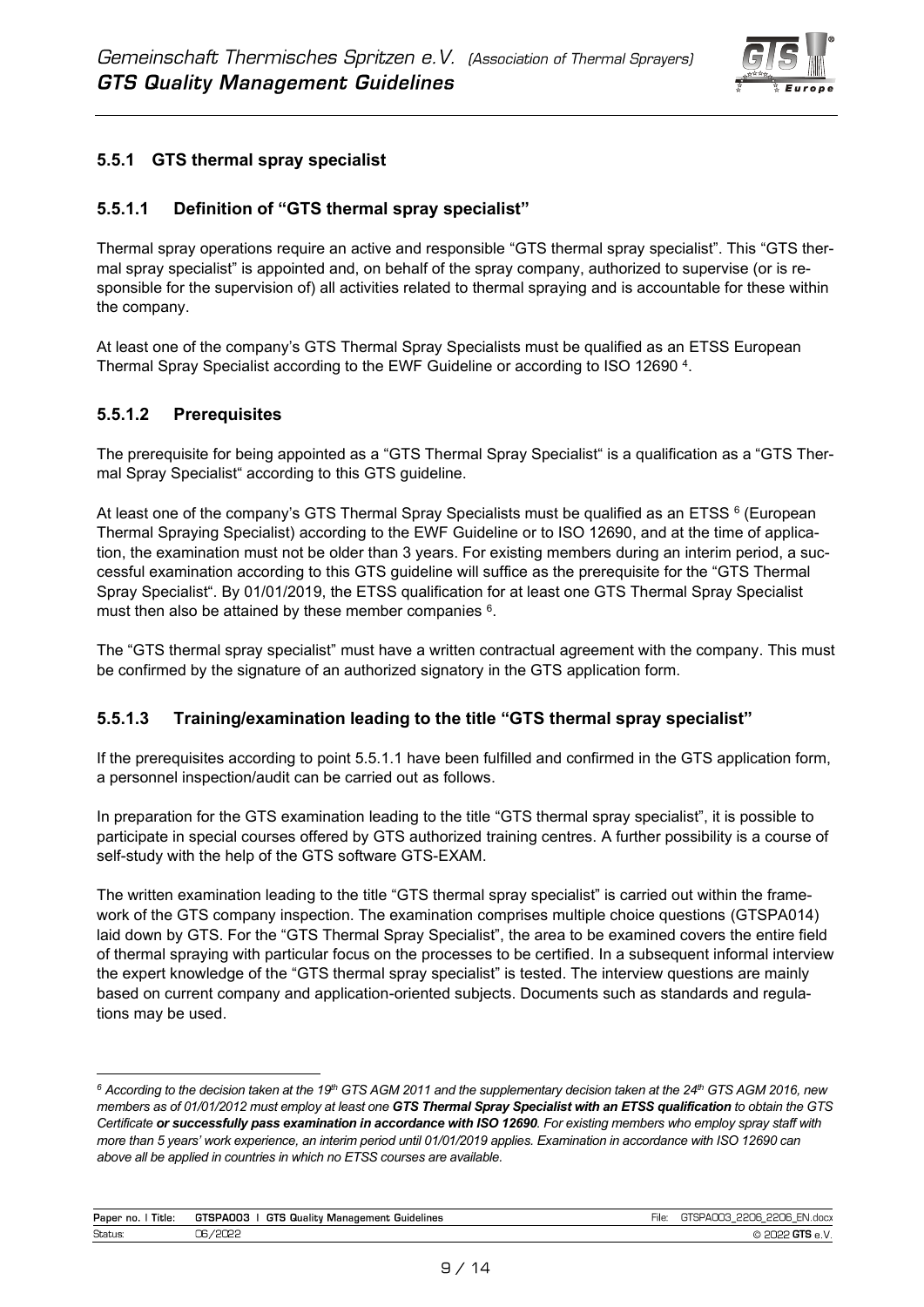### 5.5.1 GTS thermal spray specialist

#### 5.5.1.1 Definition of “GTS thermal spray specialist”

Thermal spray operations require an active and responsible “GTS thermal spray specialist”. This “GTS thermal spray specialist” is appointed and, on behalf of the spray company, authorized to supervise (or is responsible for the supervision of) all activities related to thermal spraying and is accountable for these within the company.

At least one of the company’s GTS Thermal Spray Specialists must be qualified as an ETSS European Thermal Spray Specialist according to the EWF Guideline or according to ISO 12690 [4].

#### 5.5.1.2 Prerequisites

The prerequisite for being appointed as a “GTS Thermal Spray Specialist“ is a qualification as a “GTS Thermal Spray Specialist“ according to this GTS guideline.

At least one of the company’s GTS Thermal Spray Specialists must be qualified as an ETSS [6] (European Thermal Spraying Specialist) according to the EWF Guideline or to ISO 12690, and at the time of application, the examination must not be older than 3 years. For existing members during an interim period, a successful examination according to this GTS guideline will suffice as the prerequisite for the “GTS Thermal Spray Specialist“. By 01/01/2019, the ETSS qualification for at least one GTS Thermal Spray Specialist must then also be attained by these member companies [6].

The “GTS thermal spray specialist” must have a written contractual agreement with the company. This must be confirmed by the signature of an authorized signatory in the GTS application form.

#### 5.5.1.3 Training/examination leading to the title “GTS thermal spray specialist”

If the prerequisites according to point 5.5.1.1 have been fulfilled and confirmed in the GTS application form, a personnel inspection/audit can be carried out as follows.

In preparation for the GTS examination leading to the title “GTS thermal spray specialist”, it is possible to participate in special courses offered by GTS authorized training centres. A further possibility is a course of self-study with the help of the GTS software GTS-EXAM.

The written examination leading to the title “GTS thermal spray specialist” is carried out within the framework of the GTS company inspection. The examination comprises multiple choice questions (GTSPA014) laid down by GTS. For the “GTS Thermal Spray Specialist”, the area to be examined covers the entire field of thermal spraying with particular focus on the processes to be certified. In a subsequent informal interview the expert knowledge of the “GTS thermal spray specialist” is tested. The interview questions are mainly based on current company and application-oriented subjects. Documents such as standards and regulations may be used.

---

[6] *According to the decision taken at the 19th GTS AGM 2011 and the supplementary decision taken at the 24th GTS AGM 2016, new members as of 01/01/2012 must employ at least one **GTS Thermal Spray Specialist with an ETSS qualification** to obtain the GTS Certificate **or successfully pass examination in accordance with ISO 12690**. For existing members who employ spray staff with more than 5 years' work experience, an interim period until 01/01/2019 applies. Examination in accordance with ISO 12690 can above all be applied in countries in which no ETSS courses are available.*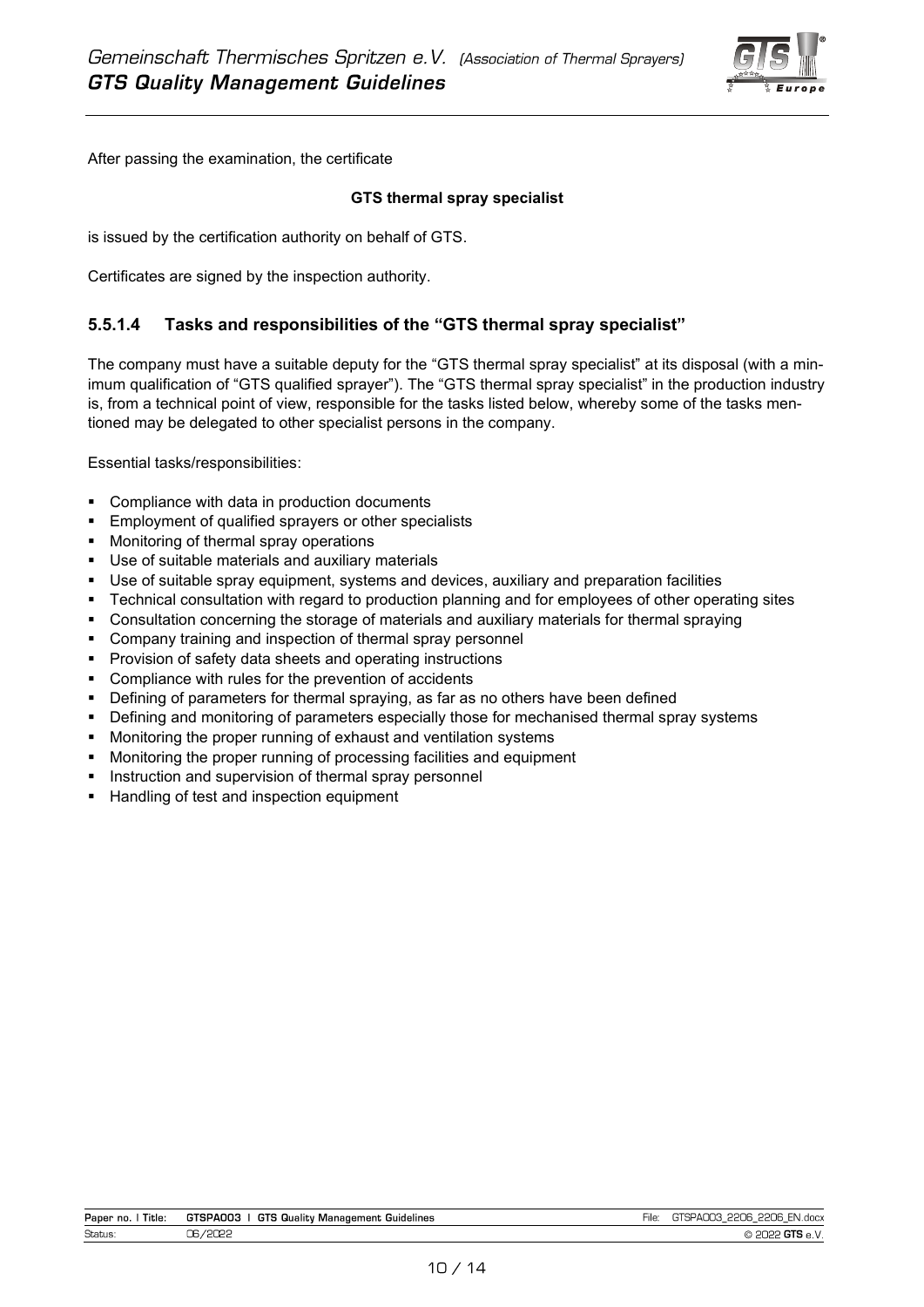After passing the examination, the certificate

**GTS thermal spray specialist**

is issued by the certification authority on behalf of GTS.

Certificates are signed by the inspection authority.

#### 5.5.1.4 Tasks and responsibilities of the "GTS thermal spray specialist"

The company must have a suitable deputy for the "GTS thermal spray specialist" at its disposal (with a minimum qualification of "GTS qualified sprayer"). The "GTS thermal spray specialist" in the production industry is, from a technical point of view, responsible for the tasks listed below, whereby some of the tasks mentioned may be delegated to other specialist persons in the company.

Essential tasks/responsibilities:

- Compliance with data in production documents
- Employment of qualified sprayers or other specialists
- Monitoring of thermal spray operations
- Use of suitable materials and auxiliary materials
- Use of suitable spray equipment, systems and devices, auxiliary and preparation facilities
- Technical consultation with regard to production planning and for employees of other operating sites
- Consultation concerning the storage of materials and auxiliary materials for thermal spraying
- Company training and inspection of thermal spray personnel
- Provision of safety data sheets and operating instructions
- Compliance with rules for the prevention of accidents
- Defining of parameters for thermal spraying, as far as no others have been defined
- Defining and monitoring of parameters especially those for mechanised thermal spray systems
- Monitoring the proper running of exhaust and ventilation systems
- Monitoring the proper running of processing facilities and equipment
- Instruction and supervision of thermal spray personnel
- Handling of test and inspection equipment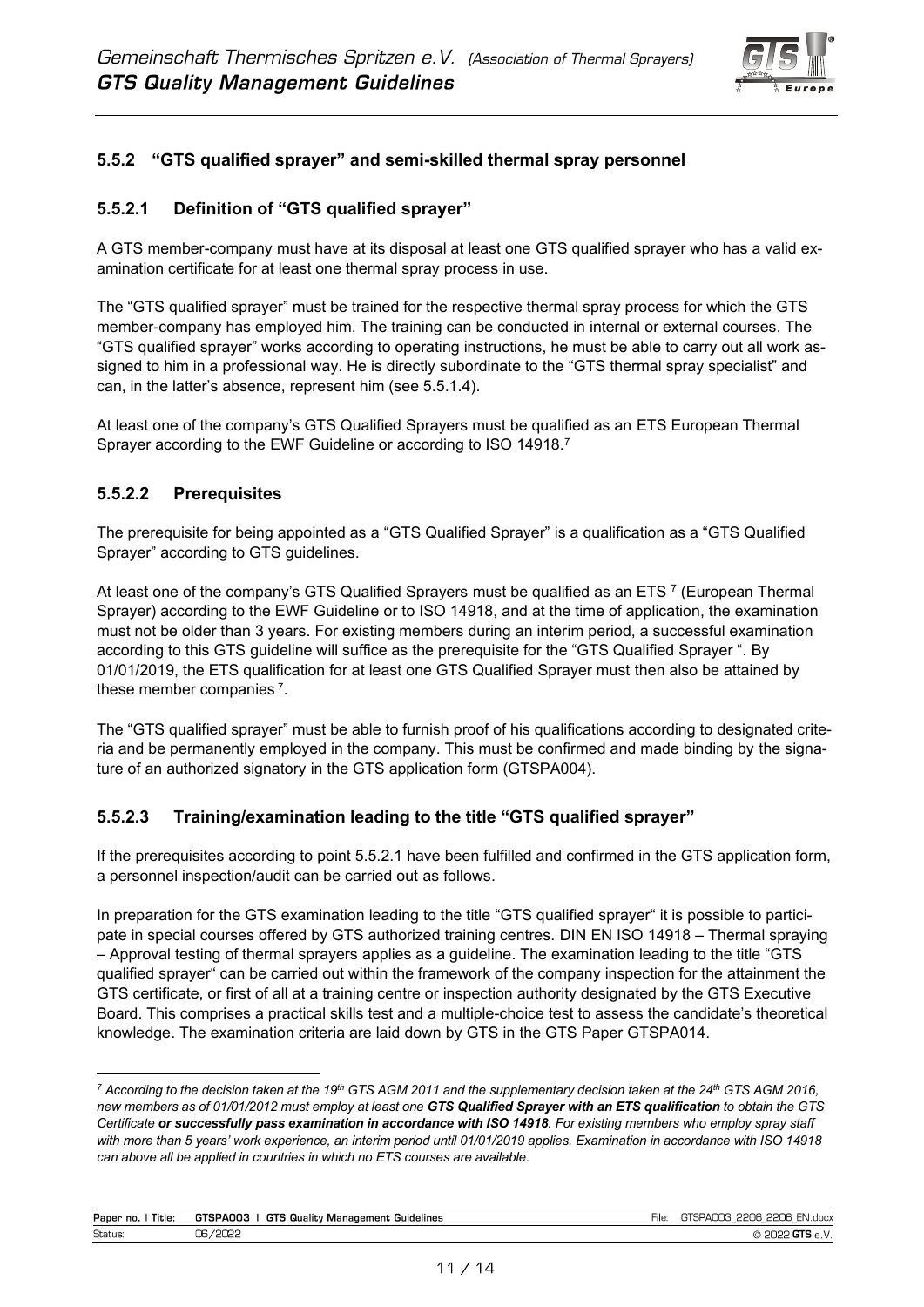### 5.5.2 "GTS qualified sprayer" and semi-skilled thermal spray personnel

#### 5.5.2.1 Definition of "GTS qualified sprayer"

A GTS member-company must have at its disposal at least one GTS qualified sprayer who has a valid examination certificate for at least one thermal spray process in use.

The "GTS qualified sprayer" must be trained for the respective thermal spray process for which the GTS member-company has employed him. The training can be conducted in internal or external courses. The "GTS qualified sprayer" works according to operating instructions, he must be able to carry out all work assigned to him in a professional way. He is directly subordinate to the "GTS thermal spray specialist" and can, in the latter's absence, represent him (see 5.5.1.4).

At least one of the company's GTS Qualified Sprayers must be qualified as an ETS European Thermal Sprayer according to the EWF Guideline or according to ISO 14918.[7]

#### 5.5.2.2 Prerequisites

The prerequisite for being appointed as a "GTS Qualified Sprayer" is a qualification as a "GTS Qualified Sprayer" according to GTS guidelines.

At least one of the company's GTS Qualified Sprayers must be qualified as an ETS [7] (European Thermal Sprayer) according to the EWF Guideline or to ISO 14918, and at the time of application, the examination must not be older than 3 years. For existing members during an interim period, a successful examination according to this GTS guideline will suffice as the prerequisite for the "GTS Qualified Sprayer ". By 01/01/2019, the ETS qualification for at least one GTS Qualified Sprayer must then also be attained by these member companies [7].

The "GTS qualified sprayer" must be able to furnish proof of his qualifications according to designated criteria and be permanently employed in the company. This must be confirmed and made binding by the signature of an authorized signatory in the GTS application form (GTSPA004).

#### 5.5.2.3 Training/examination leading to the title "GTS qualified sprayer"

If the prerequisites according to point 5.5.2.1 have been fulfilled and confirmed in the GTS application form, a personnel inspection/audit can be carried out as follows.

In preparation for the GTS examination leading to the title "GTS qualified sprayer" it is possible to participate in special courses offered by GTS authorized training centres. DIN EN ISO 14918 – Thermal spraying – Approval testing of thermal sprayers applies as a guideline. The examination leading to the title "GTS qualified sprayer" can be carried out within the framework of the company inspection for the attainment the GTS certificate, or first of all at a training centre or inspection authority designated by the GTS Executive Board. This comprises a practical skills test and a multiple-choice test to assess the candidate's theoretical knowledge. The examination criteria are laid down by GTS in the GTS Paper GTSPA014.

---

[7] *According to the decision taken at the 19th GTS AGM 2011 and the supplementary decision taken at the 24th GTS AGM 2016, new members as of 01/01/2012 must employ at least one **GTS Qualified Sprayer with an ETS qualification** to obtain the GTS Certificate **or successfully pass examination in accordance with ISO 14918**. For existing members who employ spray staff with more than 5 years' work experience, an interim period until 01/01/2019 applies. Examination in accordance with ISO 14918 can above all be applied in countries in which no ETS courses are available.*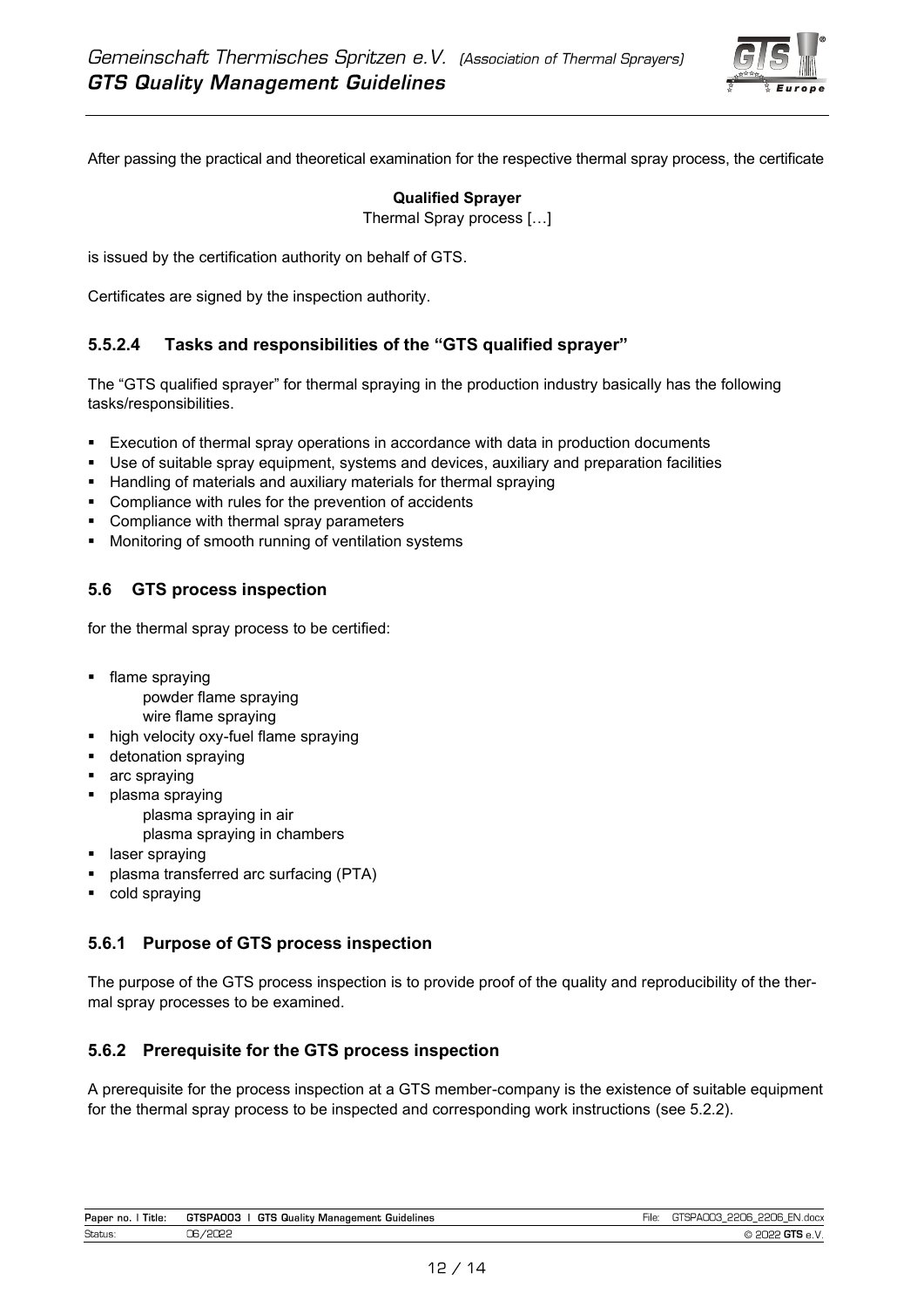After passing the practical and theoretical examination for the respective thermal spray process, the certificate

**Qualified Sprayer**
Thermal Spray process […]

is issued by the certification authority on behalf of GTS.

Certificates are signed by the inspection authority.

#### 5.5.2.4 Tasks and responsibilities of the "GTS qualified sprayer"

The "GTS qualified sprayer" for thermal spraying in the production industry basically has the following tasks/responsibilities.

- Execution of thermal spray operations in accordance with data in production documents
- Use of suitable spray equipment, systems and devices, auxiliary and preparation facilities
- Handling of materials and auxiliary materials for thermal spraying
- Compliance with rules for the prevention of accidents
- Compliance with thermal spray parameters
- Monitoring of smooth running of ventilation systems

## 5.6 GTS process inspection

for the thermal spray process to be certified:

- flame spraying
  - powder flame spraying
  - wire flame spraying
- high velocity oxy-fuel flame spraying
- detonation spraying
- arc spraying
- plasma spraying
  - plasma spraying in air
  - plasma spraying in chambers
- laser spraying
- plasma transferred arc surfacing (PTA)
- cold spraying

### 5.6.1 Purpose of GTS process inspection

The purpose of the GTS process inspection is to provide proof of the quality and reproducibility of the thermal spray processes to be examined.

### 5.6.2 Prerequisite for the GTS process inspection

A prerequisite for the process inspection at a GTS member-company is the existence of suitable equipment for the thermal spray process to be inspected and corresponding work instructions (see 5.2.2).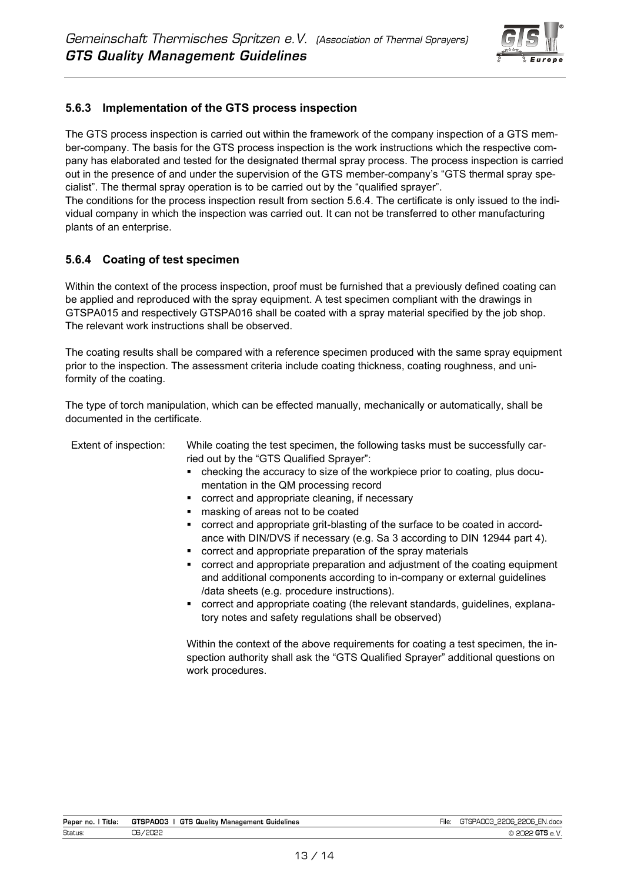### 5.6.3 Implementation of the GTS process inspection

The GTS process inspection is carried out within the framework of the company inspection of a GTS member-company. The basis for the GTS process inspection is the work instructions which the respective company has elaborated and tested for the designated thermal spray process. The process inspection is carried out in the presence of and under the supervision of the GTS member-company's "GTS thermal spray specialist". The thermal spray operation is to be carried out by the "qualified sprayer".

The conditions for the process inspection result from section 5.6.4. The certificate is only issued to the individual company in which the inspection was carried out. It can not be transferred to other manufacturing plants of an enterprise.

### 5.6.4 Coating of test specimen

Within the context of the process inspection, proof must be furnished that a previously defined coating can be applied and reproduced with the spray equipment. A test specimen compliant with the drawings in GTSPA015 and respectively GTSPA016 shall be coated with a spray material specified by the job shop. The relevant work instructions shall be observed.

The coating results shall be compared with a reference specimen produced with the same spray equipment prior to the inspection. The assessment criteria include coating thickness, coating roughness, and uniformity of the coating.

The type of torch manipulation, which can be effected manually, mechanically or automatically, shall be documented in the certificate.

Extent of inspection: While coating the test specimen, the following tasks must be successfully carried out by the "GTS Qualified Sprayer":

- checking the accuracy to size of the workpiece prior to coating, plus documentation in the QM processing record
- correct and appropriate cleaning, if necessary
- masking of areas not to be coated
- correct and appropriate grit-blasting of the surface to be coated in accordance with DIN/DVS if necessary (e.g. Sa 3 according to DIN 12944 part 4).
- correct and appropriate preparation of the spray materials
- correct and appropriate preparation and adjustment of the coating equipment and additional components according to in-company or external guidelines /data sheets (e.g. procedure instructions).
- correct and appropriate coating (the relevant standards, guidelines, explanatory notes and safety regulations shall be observed)

Within the context of the above requirements for coating a test specimen, the inspection authority shall ask the "GTS Qualified Sprayer" additional questions on work procedures.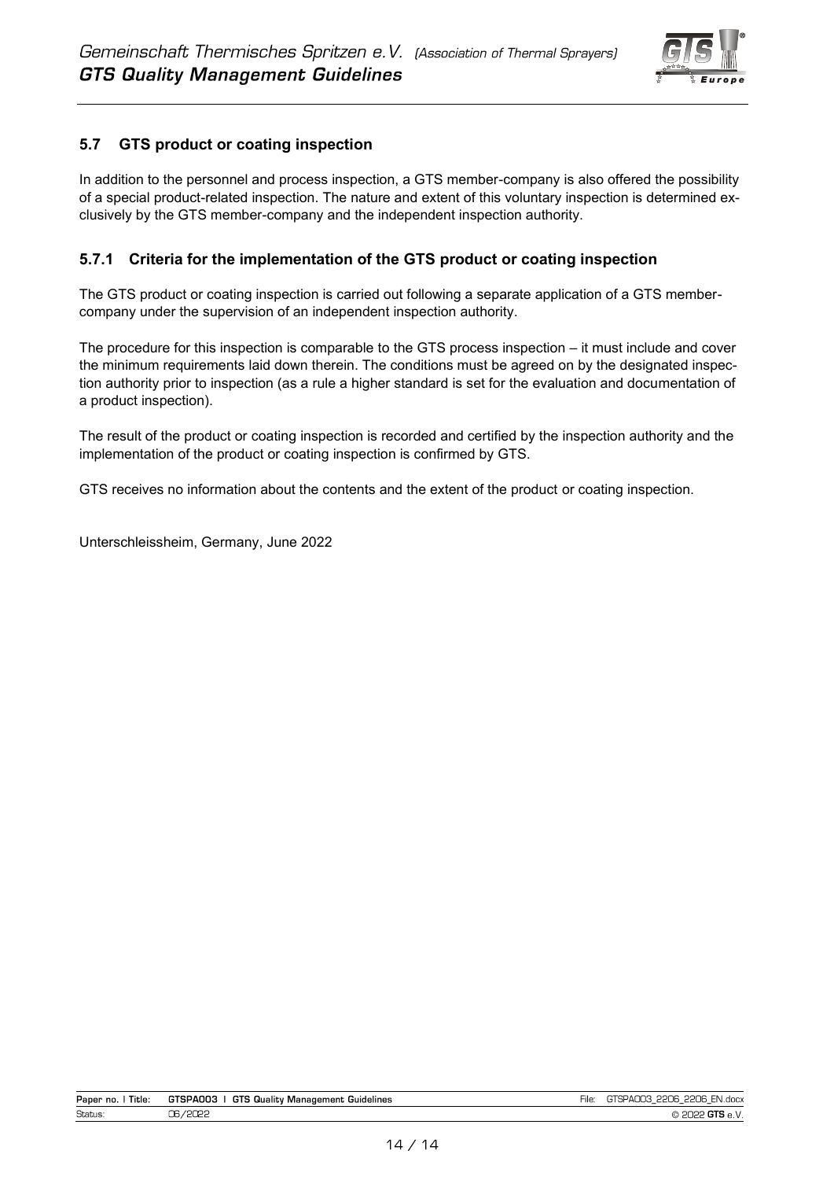## 5.7 GTS product or coating inspection

In addition to the personnel and process inspection, a GTS member-company is also offered the possibility of a special product-related inspection. The nature and extent of this voluntary inspection is determined exclusively by the GTS member-company and the independent inspection authority.

### 5.7.1 Criteria for the implementation of the GTS product or coating inspection

The GTS product or coating inspection is carried out following a separate application of a GTS member-company under the supervision of an independent inspection authority.

The procedure for this inspection is comparable to the GTS process inspection – it must include and cover the minimum requirements laid down therein. The conditions must be agreed on by the designated inspection authority prior to inspection (as a rule a higher standard is set for the evaluation and documentation of a product inspection).

The result of the product or coating inspection is recorded and certified by the inspection authority and the implementation of the product or coating inspection is confirmed by GTS.

GTS receives no information about the contents and the extent of the product or coating inspection.

Unterschleissheim, Germany, June 2022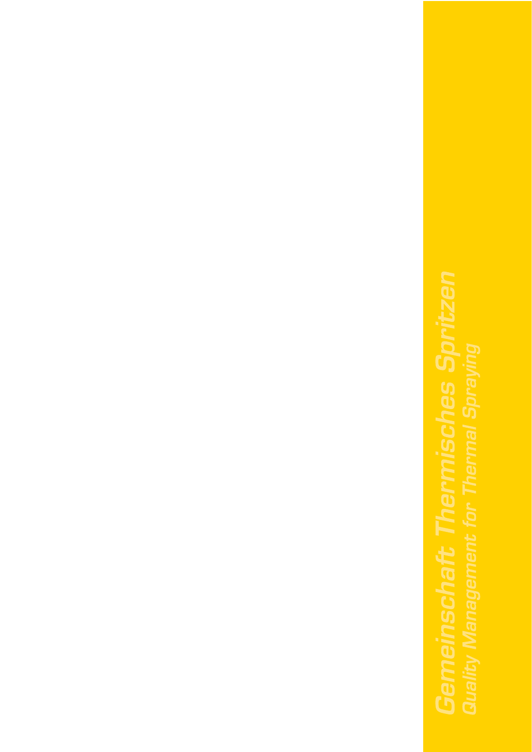Gemeinschaft Thermisches Spritzen

*Quality Management for Thermal Spraying*